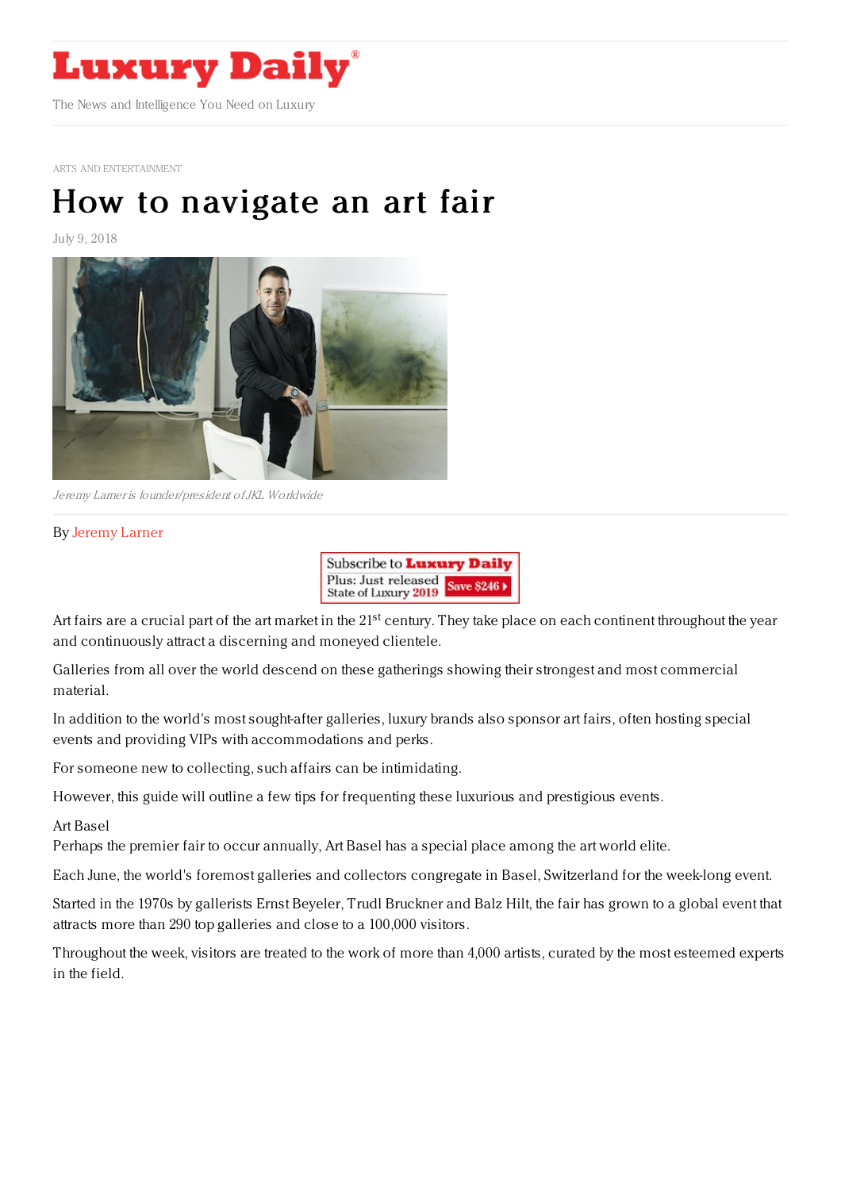Luxury Daily

The News and Intelligence You Need on Luxury

ARTS AND ENTERTAINMENT

# How to navigate an art fair

July 9, 2018

*Jeremy Larner is founder/president of JKL Worldwide*

By Jeremy Larner

Art fairs are a crucial part of the art market in the 21st century. They take place on each continent throughout the year and continuously attract a discerning and moneyed clientele.

Galleries from all over the world descend on these gatherings showing their strongest and most commercial material.

In addition to the world's most sought-after galleries, luxury brands also sponsor art fairs, often hosting special events and providing VIPs with accommodations and perks.

For someone new to collecting, such affairs can be intimidating.

However, this guide will outline a few tips for frequenting these luxurious and prestigious events.

Art Basel

Perhaps the premier fair to occur annually, Art Basel has a special place among the art world elite.

Each June, the world's foremost galleries and collectors congregate in Basel, Switzerland for the week-long event.

Started in the 1970s by gallerists Ernst Beyeler, Trudl Bruckner and Balz Hilt, the fair has grown to a global event that attracts more than 290 top galleries and close to a 100,000 visitors.

Throughout the week, visitors are treated to the work of more than 4,000 artists, curated by the most esteemed experts in the field.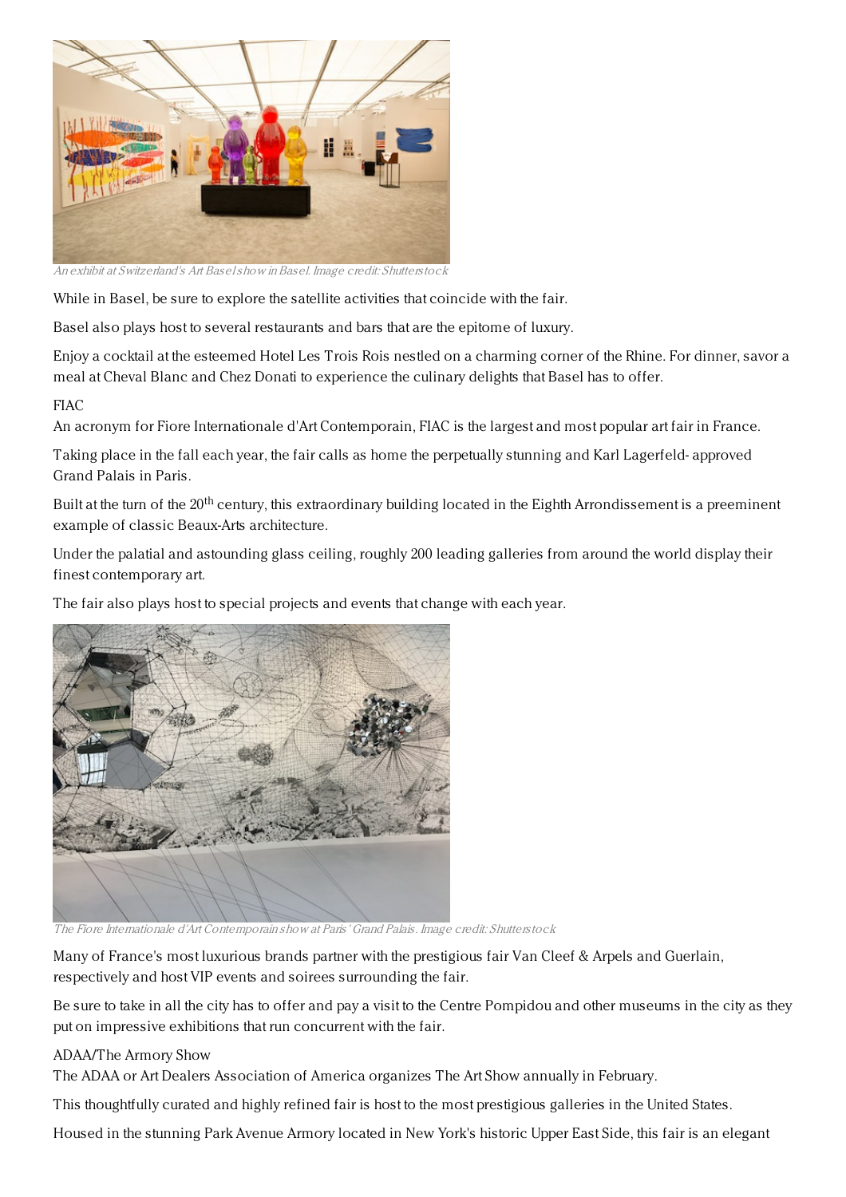*An exhibit at Switzerland's Art Basel show in Basel. Image credit: Shutterstock*

While in Basel, be sure to explore the satellite activities that coincide with the fair.

Basel also plays host to several restaurants and bars that are the epitome of luxury.

Enjoy a cocktail at the esteemed Hotel Les Trois Rois nestled on a charming corner of the Rhine. For dinner, savor a meal at Cheval Blanc and Chez Donati to experience the culinary delights that Basel has to offer.

FIAC

An acronym for Fiore Internationale d'Art Contemporain, FIAC is the largest and most popular art fair in France.

Taking place in the fall each year, the fair calls as home the perpetually stunning and Karl Lagerfeld- approved Grand Palais in Paris.

Built at the turn of the 20th century, this extraordinary building located in the Eighth Arrondissement is a preeminent example of classic Beaux-Arts architecture.

Under the palatial and astounding glass ceiling, roughly 200 leading galleries from around the world display their finest contemporary art.

The fair also plays host to special projects and events that change with each year.

*The Fiore Internationale d'Art Contemporain show at Paris' Grand Palais. Image credit: Shutterstock*

Many of France's most luxurious brands partner with the prestigious fair Van Cleef & Arpels and Guerlain, respectively and host VIP events and soirees surrounding the fair.

Be sure to take in all the city has to offer and pay a visit to the Centre Pompidou and other museums in the city as they put on impressive exhibitions that run concurrent with the fair.

ADAA/The Armory Show

The ADAA or Art Dealers Association of America organizes The Art Show annually in February.

This thoughtfully curated and highly refined fair is host to the most prestigious galleries in the United States.

Housed in the stunning Park Avenue Armory located in New York's historic Upper East Side, this fair is an elegant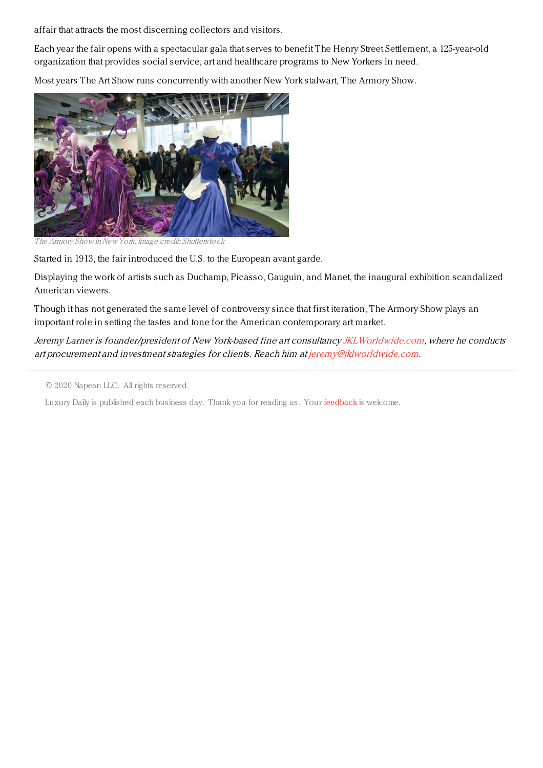affair that attracts the most discerning collectors and visitors.

Each year the fair opens with a spectacular gala that serves to benefit The Henry Street Settlement, a 125-year-old organization that provides social service, art and healthcare programs to New Yorkers in need.

Most years The Art Show runs concurrently with another New York stalwart, The Armory Show.

*The Armory Show in New York. Image credit: Shutterstock*

Started in 1913, the fair introduced the U.S. to the European avant garde.

Displaying the work of artists such as Duchamp, Picasso, Gauguin, and Manet, the inaugural exhibition scandalized American viewers.

Though it has not generated the same level of controversy since that first iteration, The Armory Show plays an important role in setting the tastes and tone for the American contemporary art market.

*Jeremy Larner is founder/president of New York-based fine art consultancy JKLWorldwide.com, where he conducts art procurement and investment strategies for clients. Reach him at jeremy@jklworldwide.com.*

© 2020 Napean LLC. All rights reserved.

Luxury Daily is published each business day. Thank you for reading us. Your feedback is welcome.